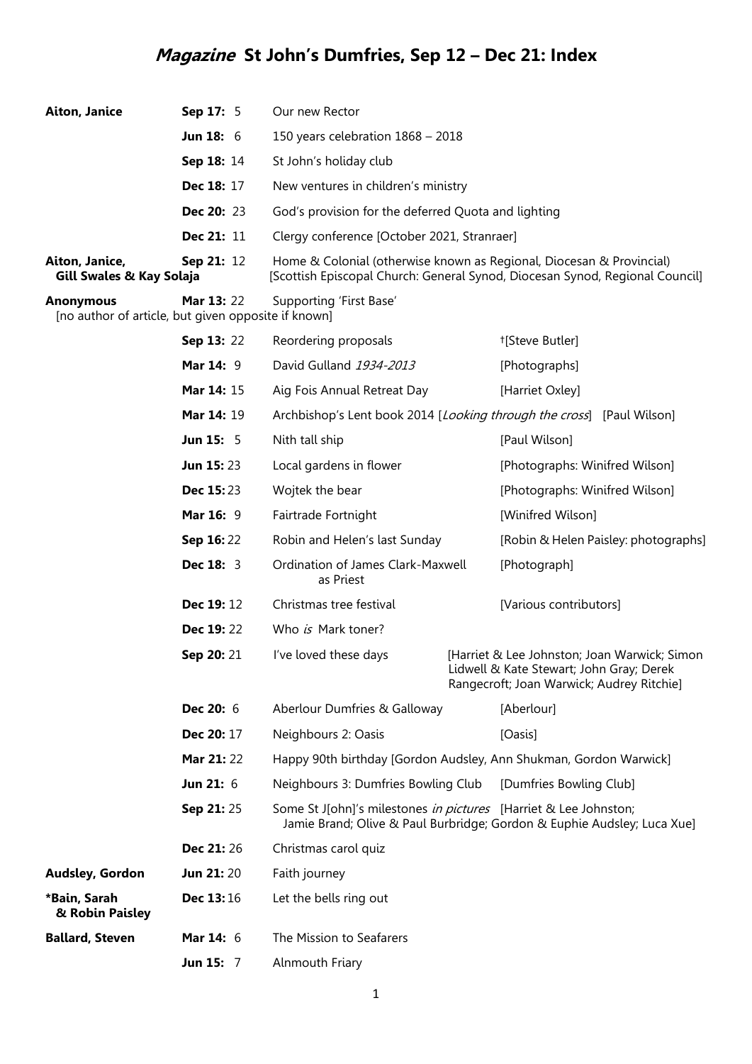# *Magazine* St John's Dumfries, Sep 12 – Dec 21: Index

| Author | Issue: page | Title | Notes |
|---|---|---|---|
| **Aiton, Janice** | **Sep 17:** 5 | Our new Rector | |
| | **Jun 18:** 6 | 150 years celebration 1868 – 2018 | |
| | **Sep 18:** 14 | St John's holiday club | |
| | **Dec 18:** 17 | New ventures in children's ministry | |
| | **Dec 20:** 23 | God's provision for the deferred Quota and lighting | |
| | **Dec 21:** 11 | Clergy conference [October 2021, Stranraer] | |
| **Aiton, Janice, Gill Swales & Kay Solaja** | **Sep 21:** 12 | Home & Colonial (otherwise known as Regional, Diocesan & Provincial) [Scottish Episcopal Church: General Synod, Diocesan Synod, Regional Council] | |
| **Anonymous** [no author of article, but given opposite if known] | **Mar 13:** 22 | Supporting 'First Base' | |
| | **Sep 13:** 22 | Reordering proposals | †[Steve Butler] |
| | **Mar 14:** 9 | David Gulland *1934-2013* | [Photographs] |
| | **Mar 14:** 15 | Aig Fois Annual Retreat Day | [Harriet Oxley] |
| | **Mar 14:** 19 | Archbishop's Lent book 2014 [*Looking through the cross*] | [Paul Wilson] |
| | **Jun 15:** 5 | Nith tall ship | [Paul Wilson] |
| | **Jun 15:** 23 | Local gardens in flower | [Photographs: Winifred Wilson] |
| | **Dec 15:** 23 | Wojtek the bear | [Photographs: Winifred Wilson] |
| | **Mar 16:** 9 | Fairtrade Fortnight | [Winifred Wilson] |
| | **Sep 16:** 22 | Robin and Helen's last Sunday | [Robin & Helen Paisley: photographs] |
| | **Dec 18:** 3 | Ordination of James Clark-Maxwell as Priest | [Photograph] |
| | **Dec 19:** 12 | Christmas tree festival | [Various contributors] |
| | **Dec 19:** 22 | Who *is* Mark toner? | |
| | **Sep 20:** 21 | I've loved these days | [Harriet & Lee Johnston; Joan Warwick; Simon Lidwell & Kate Stewart; John Gray; Derek Rangecroft; Joan Warwick; Audrey Ritchie] |
| | **Dec 20:** 6 | Aberlour Dumfries & Galloway | [Aberlour] |
| | **Dec 20:** 17 | Neighbours 2: Oasis | [Oasis] |
| | **Mar 21:** 22 | Happy 90th birthday [Gordon Audsley, Ann Shukman, Gordon Warwick] | |
| | **Jun 21:** 6 | Neighbours 3: Dumfries Bowling Club | [Dumfries Bowling Club] |
| | **Sep 21:** 25 | Some St J[ohn]'s milestones *in pictures* | [Harriet & Lee Johnston; Jamie Brand; Olive & Paul Burbridge; Gordon & Euphie Audsley; Luca Xue] |
| | **Dec 21:** 26 | Christmas carol quiz | |
| **Audsley, Gordon** | **Jun 21:** 20 | Faith journey | |
| **\*Bain, Sarah & Robin Paisley** | **Dec 13:** 16 | Let the bells ring out | |
| **Ballard, Steven** | **Mar 14:** 6 | The Mission to Seafarers | |
| | **Jun 15:** 7 | Alnmouth Friary | |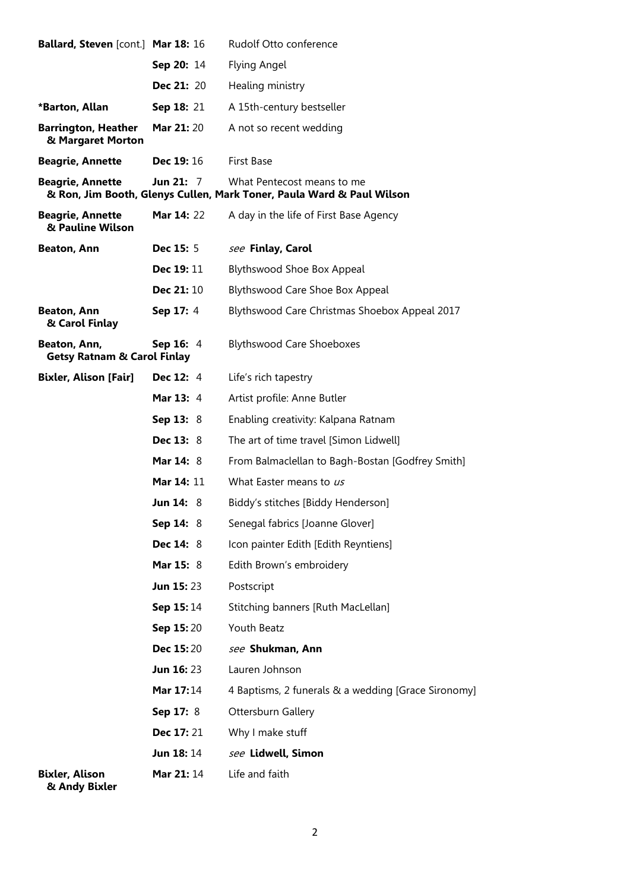| Author | Issue | Title |
|---|---|---|
| **Ballard, Steven** [cont.] | **Mar 18:** 16 | Rudolf Otto conference |
| | **Sep 20:** 14 | Flying Angel |
| | **Dec 21:** 20 | Healing ministry |
| ***Barton, Allan** | **Sep 18:** 21 | A 15th-century bestseller |
| **Barrington, Heather & Margaret Morton** | **Mar 21:** 20 | A not so recent wedding |
| **Beagrie, Annette** | **Dec 19:** 16 | First Base |
| **Beagrie, Annette & Ron, Jim Booth, Glenys Cullen, Mark Toner, Paula Ward & Paul Wilson** | **Jun 21:** 7 | What Pentecost means to me |
| **Beagrie, Annette & Pauline Wilson** | **Mar 14:** 22 | A day in the life of First Base Agency |
| **Beaton, Ann** | **Dec 15:** 5 | *see* **Finlay, Carol** |
| | **Dec 19:** 11 | Blythswood Shoe Box Appeal |
| | **Dec 21:** 10 | Blythswood Care Shoe Box Appeal |
| **Beaton, Ann & Carol Finlay** | **Sep 17:** 4 | Blythswood Care Christmas Shoebox Appeal 2017 |
| **Beaton, Ann, Getsy Ratnam & Carol Finlay** | **Sep 16:** 4 | Blythswood Care Shoeboxes |
| **Bixler, Alison [Fair]** | **Dec 12:** 4 | Life's rich tapestry |
| | **Mar 13:** 4 | Artist profile: Anne Butler |
| | **Sep 13:** 8 | Enabling creativity: Kalpana Ratnam |
| | **Dec 13:** 8 | The art of time travel [Simon Lidwell] |
| | **Mar 14:** 8 | From Balmaclellan to Bagh-Bostan [Godfrey Smith] |
| | **Mar 14:** 11 | What Easter means to *us* |
| | **Jun 14:** 8 | Biddy's stitches [Biddy Henderson] |
| | **Sep 14:** 8 | Senegal fabrics [Joanne Glover] |
| | **Dec 14:** 8 | Icon painter Edith [Edith Reyntiens] |
| | **Mar 15:** 8 | Edith Brown's embroidery |
| | **Jun 15:** 23 | Postscript |
| | **Sep 15:** 14 | Stitching banners [Ruth MacLellan] |
| | **Sep 15:** 20 | Youth Beatz |
| | **Dec 15:** 20 | *see* **Shukman, Ann** |
| | **Jun 16:** 23 | Lauren Johnson |
| | **Mar 17:** 14 | 4 Baptisms, 2 funerals & a wedding [Grace Sironomy] |
| | **Sep 17:** 8 | Ottersburn Gallery |
| | **Dec 17:** 21 | Why I make stuff |
| | **Jun 18:** 14 | *see* **Lidwell, Simon** |
| **Bixler, Alison & Andy Bixler** | **Mar 21:** 14 | Life and faith |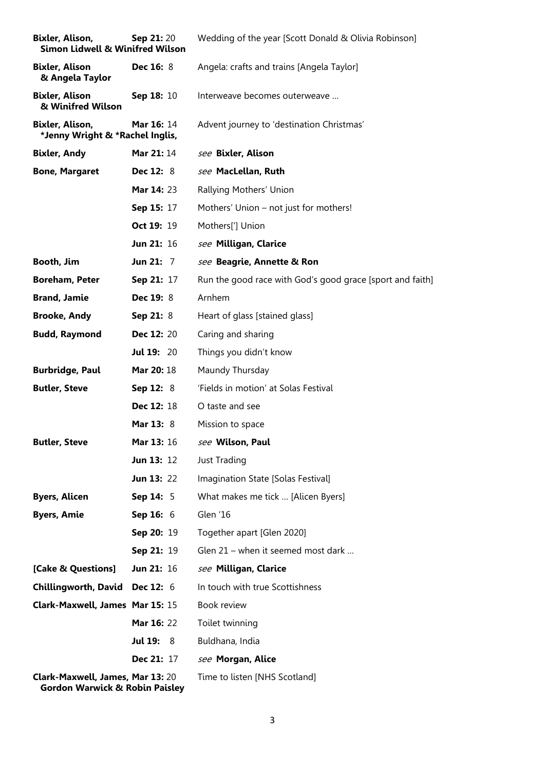| | | |
|---|---|---|
| **Bixler, Alison, Simon Lidwell & Winifred Wilson** | **Sep 21:** 20 | Wedding of the year [Scott Donald & Olivia Robinson] |
| **Bixler, Alison & Angela Taylor** | **Dec 16:** 8 | Angela: crafts and trains [Angela Taylor] |
| **Bixler, Alison & Winifred Wilson** | **Sep 18:** 10 | Interweave becomes outerweave … |
| **Bixler, Alison, *Jenny Wright & *Rachel Inglis,** | **Mar 16:** 14 | Advent journey to 'destination Christmas' |
| **Bixler, Andy** | **Mar 21:** 14 | *see* **Bixler, Alison** |
| **Bone, Margaret** | **Dec 12:** 8 | *see* **MacLellan, Ruth** |
| | **Mar 14:** 23 | Rallying Mothers' Union |
| | **Sep 15:** 17 | Mothers' Union – not just for mothers! |
| | **Oct 19:** 19 | Mothers['] Union |
| | **Jun 21:** 16 | *see* **Milligan, Clarice** |
| **Booth, Jim** | **Jun 21:** 7 | *see* **Beagrie, Annette & Ron** |
| **Boreham, Peter** | **Sep 21:** 17 | Run the good race with God's good grace [sport and faith] |
| **Brand, Jamie** | **Dec 19:** 8 | Arnhem |
| **Brooke, Andy** | **Sep 21:** 8 | Heart of glass [stained glass] |
| **Budd, Raymond** | **Dec 12:** 20 | Caring and sharing |
| | **Jul 19:** 20 | Things you didn't know |
| **Burbridge, Paul** | **Mar 20:** 18 | Maundy Thursday |
| **Butler, Steve** | **Sep 12:** 8 | 'Fields in motion' at Solas Festival |
| | **Dec 12:** 18 | O taste and see |
| | **Mar 13:** 8 | Mission to space |
| **Butler, Steve** | **Mar 13:** 16 | *see* **Wilson, Paul** |
| | **Jun 13:** 12 | Just Trading |
| | **Jun 13:** 22 | Imagination State [Solas Festival] |
| **Byers, Alicen** | **Sep 14:** 5 | What makes me tick … [Alicen Byers] |
| **Byers, Amie** | **Sep 16:** 6 | Glen '16 |
| | **Sep 20:** 19 | Together apart [Glen 2020] |
| | **Sep 21:** 19 | Glen 21 – when it seemed most dark … |
| **[Cake & Questions]** | **Jun 21:** 16 | *see* **Milligan, Clarice** |
| **Chillingworth, David** | **Dec 12:** 6 | In touch with true Scottishness |
| **Clark-Maxwell, James** | **Mar 15:** 15 | Book review |
| | **Mar 16:** 22 | Toilet twinning |
| | **Jul 19:** 8 | Buldhana, India |
| | **Dec 21:** 17 | *see* **Morgan, Alice** |
| **Clark-Maxwell, James, Gordon Warwick & Robin Paisley** | **Mar 13:** 20 | Time to listen [NHS Scotland] |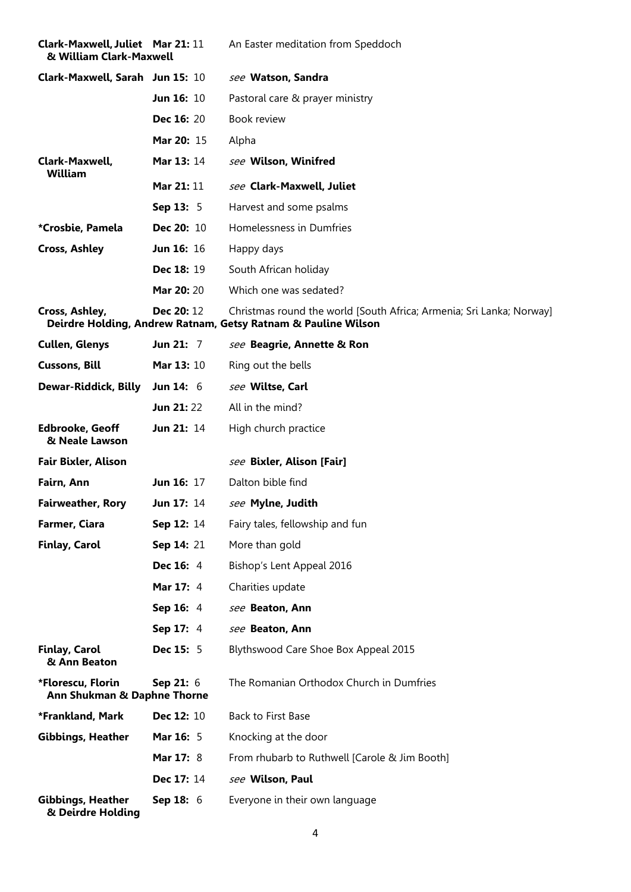| Author | Issue | Title |
|---|---|---|
| **Clark-Maxwell, Juliet & William Clark-Maxwell** | **Mar 21:** 11 | An Easter meditation from Speddoch |
| **Clark-Maxwell, Sarah** | **Jun 15:** 10 | *see* **Watson, Sandra** |
| | **Jun 16:** 10 | Pastoral care & prayer ministry |
| | **Dec 16:** 20 | Book review |
| | **Mar 20:** 15 | Alpha |
| **Clark-Maxwell, William** | **Mar 13:** 14 | *see* **Wilson, Winifred** |
| | **Mar 21:** 11 | *see* **Clark-Maxwell, Juliet** |
| | **Sep 13:** 5 | Harvest and some psalms |
| **\*Crosbie, Pamela** | **Dec 20:** 10 | Homelessness in Dumfries |
| **Cross, Ashley** | **Jun 16:** 16 | Happy days |
| | **Dec 18:** 19 | South African holiday |
| | **Mar 20:** 20 | Which one was sedated? |
| **Cross, Ashley, Deirdre Holding, Andrew Ratnam, Getsy Ratnam & Pauline Wilson** | **Dec 20:** 12 | Christmas round the world [South Africa; Armenia; Sri Lanka; Norway] |
| **Cullen, Glenys** | **Jun 21:** 7 | *see* **Beagrie, Annette & Ron** |
| **Cussons, Bill** | **Mar 13:** 10 | Ring out the bells |
| **Dewar-Riddick, Billy** | **Jun 14:** 6 | *see* **Wiltse, Carl** |
| | **Jun 21:** 22 | All in the mind? |
| **Edbrooke, Geoff & Neale Lawson** | **Jun 21:** 14 | High church practice |
| **Fair Bixler, Alison** | | *see* **Bixler, Alison [Fair]** |
| **Fairn, Ann** | **Jun 16:** 17 | Dalton bible find |
| **Fairweather, Rory** | **Jun 17:** 14 | *see* **Mylne, Judith** |
| **Farmer, Ciara** | **Sep 12:** 14 | Fairy tales, fellowship and fun |
| **Finlay, Carol** | **Sep 14:** 21 | More than gold |
| | **Dec 16:** 4 | Bishop's Lent Appeal 2016 |
| | **Mar 17:** 4 | Charities update |
| | **Sep 16:** 4 | *see* **Beaton, Ann** |
| | **Sep 17:** 4 | *see* **Beaton, Ann** |
| **Finlay, Carol & Ann Beaton** | **Dec 15:** 5 | Blythswood Care Shoe Box Appeal 2015 |
| **\*Florescu, Florin Ann Shukman & Daphne Thorne** | **Sep 21:** 6 | The Romanian Orthodox Church in Dumfries |
| **\*Frankland, Mark** | **Dec 12:** 10 | Back to First Base |
| **Gibbings, Heather** | **Mar 16:** 5 | Knocking at the door |
| | **Mar 17:** 8 | From rhubarb to Ruthwell [Carole & Jim Booth] |
| | **Dec 17:** 14 | *see* **Wilson, Paul** |
| **Gibbings, Heather & Deirdre Holding** | **Sep 18:** 6 | Everyone in their own language |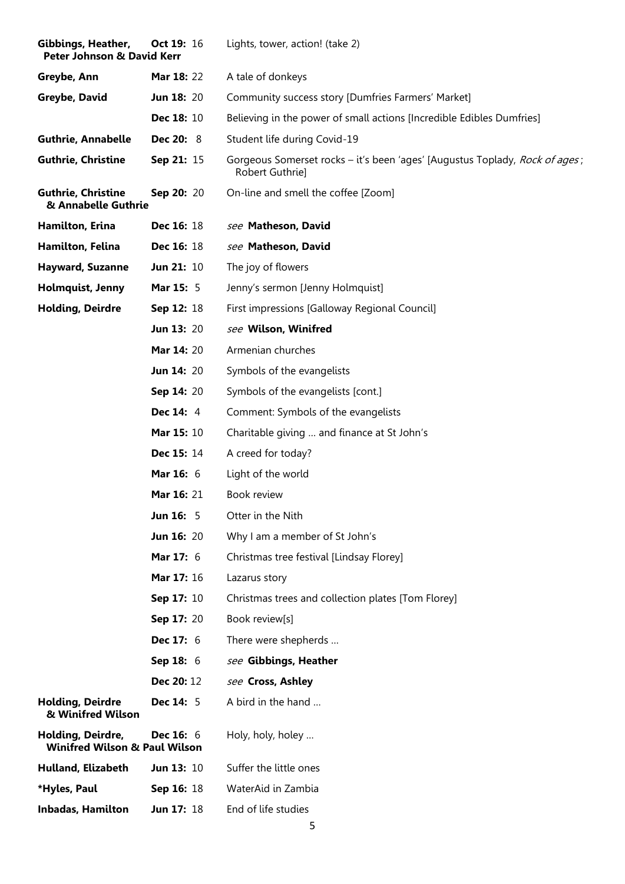| | | |
|---|---|---|
| **Gibbings, Heather, Peter Johnson & David Kerr** | **Oct 19:** 16 | Lights, tower, action! (take 2) |
| **Greybe, Ann** | **Mar 18:** 22 | A tale of donkeys |
| **Greybe, David** | **Jun 18:** 20 | Community success story [Dumfries Farmers' Market] |
| | **Dec 18:** 10 | Believing in the power of small actions [Incredible Edibles Dumfries] |
| **Guthrie, Annabelle** | **Dec 20:** 8 | Student life during Covid-19 |
| **Guthrie, Christine** | **Sep 21:** 15 | Gorgeous Somerset rocks – it's been 'ages' [Augustus Toplady, *Rock of ages*; Robert Guthrie] |
| **Guthrie, Christine & Annabelle Guthrie** | **Sep 20:** 20 | On-line and smell the coffee [Zoom] |
| **Hamilton, Erina** | **Dec 16:** 18 | *see* **Matheson, David** |
| **Hamilton, Felina** | **Dec 16:** 18 | *see* **Matheson, David** |
| **Hayward, Suzanne** | **Jun 21:** 10 | The joy of flowers |
| **Holmquist, Jenny** | **Mar 15:** 5 | Jenny's sermon [Jenny Holmquist] |
| **Holding, Deirdre** | **Sep 12:** 18 | First impressions [Galloway Regional Council] |
| | **Jun 13:** 20 | *see* **Wilson, Winifred** |
| | **Mar 14:** 20 | Armenian churches |
| | **Jun 14:** 20 | Symbols of the evangelists |
| | **Sep 14:** 20 | Symbols of the evangelists [cont.] |
| | **Dec 14:** 4 | Comment: Symbols of the evangelists |
| | **Mar 15:** 10 | Charitable giving … and finance at St John's |
| | **Dec 15:** 14 | A creed for today? |
| | **Mar 16:** 6 | Light of the world |
| | **Mar 16:** 21 | Book review |
| | **Jun 16:** 5 | Otter in the Nith |
| | **Jun 16:** 20 | Why I am a member of St John's |
| | **Mar 17:** 6 | Christmas tree festival [Lindsay Florey] |
| | **Mar 17:** 16 | Lazarus story |
| | **Sep 17:** 10 | Christmas trees and collection plates [Tom Florey] |
| | **Sep 17:** 20 | Book review[s] |
| | **Dec 17:** 6 | There were shepherds … |
| | **Sep 18:** 6 | *see* **Gibbings, Heather** |
| | **Dec 20:** 12 | *see* **Cross, Ashley** |
| **Holding, Deirdre & Winifred Wilson** | **Dec 14:** 5 | A bird in the hand … |
| **Holding, Deirdre, Winifred Wilson & Paul Wilson** | **Dec 16:** 6 | Holy, holy, holey … |
| **Hulland, Elizabeth** | **Jun 13:** 10 | Suffer the little ones |
| ***Hyles, Paul** | **Sep 16:** 18 | WaterAid in Zambia |
| **Inbadas, Hamilton** | **Jun 17:** 18 | End of life studies |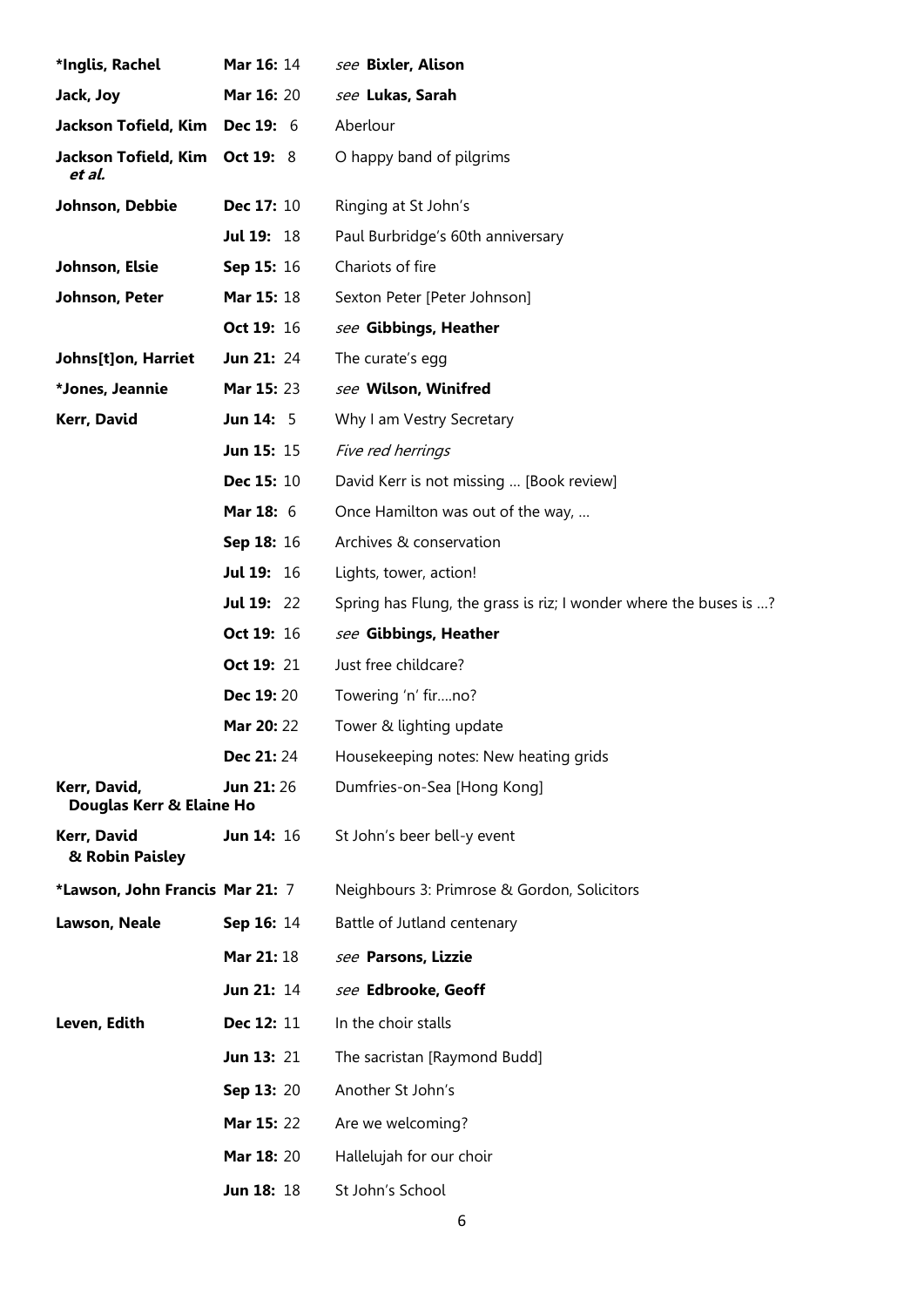| | | |
|---|---|---|
| **\*Inglis, Rachel** | **Mar 16:** 14 | *see* **Bixler, Alison** |
| **Jack, Joy** | **Mar 16:** 20 | *see* **Lukas, Sarah** |
| **Jackson Tofield, Kim** | **Dec 19:** 6 | Aberlour |
| **Jackson Tofield, Kim *et al.*** | **Oct 19:** 8 | O happy band of pilgrims |
| **Johnson, Debbie** | **Dec 17:** 10 | Ringing at St John's |
| | **Jul 19:** 18 | Paul Burbridge's 60th anniversary |
| **Johnson, Elsie** | **Sep 15:** 16 | Chariots of fire |
| **Johnson, Peter** | **Mar 15:** 18 | Sexton Peter [Peter Johnson] |
| | **Oct 19:** 16 | *see* **Gibbings, Heather** |
| **Johns[t]on, Harriet** | **Jun 21:** 24 | The curate's egg |
| **\*Jones, Jeannie** | **Mar 15:** 23 | *see* **Wilson, Winifred** |
| **Kerr, David** | **Jun 14:** 5 | Why I am Vestry Secretary |
| | **Jun 15:** 15 | *Five red herrings* |
| | **Dec 15:** 10 | David Kerr is not missing … [Book review] |
| | **Mar 18:** 6 | Once Hamilton was out of the way, … |
| | **Sep 18:** 16 | Archives & conservation |
| | **Jul 19:** 16 | Lights, tower, action! |
| | **Jul 19:** 22 | Spring has Flung, the grass is riz; I wonder where the buses is …? |
| | **Oct 19:** 16 | *see* **Gibbings, Heather** |
| | **Oct 19:** 21 | Just free childcare? |
| | **Dec 19:** 20 | Towering 'n' fir….no? |
| | **Mar 20:** 22 | Tower & lighting update |
| | **Dec 21:** 24 | Housekeeping notes: New heating grids |
| **Kerr, David, Douglas Kerr & Elaine Ho** | **Jun 21:** 26 | Dumfries-on-Sea [Hong Kong] |
| **Kerr, David & Robin Paisley** | **Jun 14:** 16 | St John's beer bell-y event |
| **\*Lawson, John Francis** | **Mar 21:** 7 | Neighbours 3: Primrose & Gordon, Solicitors |
| **Lawson, Neale** | **Sep 16:** 14 | Battle of Jutland centenary |
| | **Mar 21:** 18 | *see* **Parsons, Lizzie** |
| | **Jun 21:** 14 | *see* **Edbrooke, Geoff** |
| **Leven, Edith** | **Dec 12:** 11 | In the choir stalls |
| | **Jun 13:** 21 | The sacristan [Raymond Budd] |
| | **Sep 13:** 20 | Another St John's |
| | **Mar 15:** 22 | Are we welcoming? |
| | **Mar 18:** 20 | Hallelujah for our choir |
| | **Jun 18:** 18 | St John's School |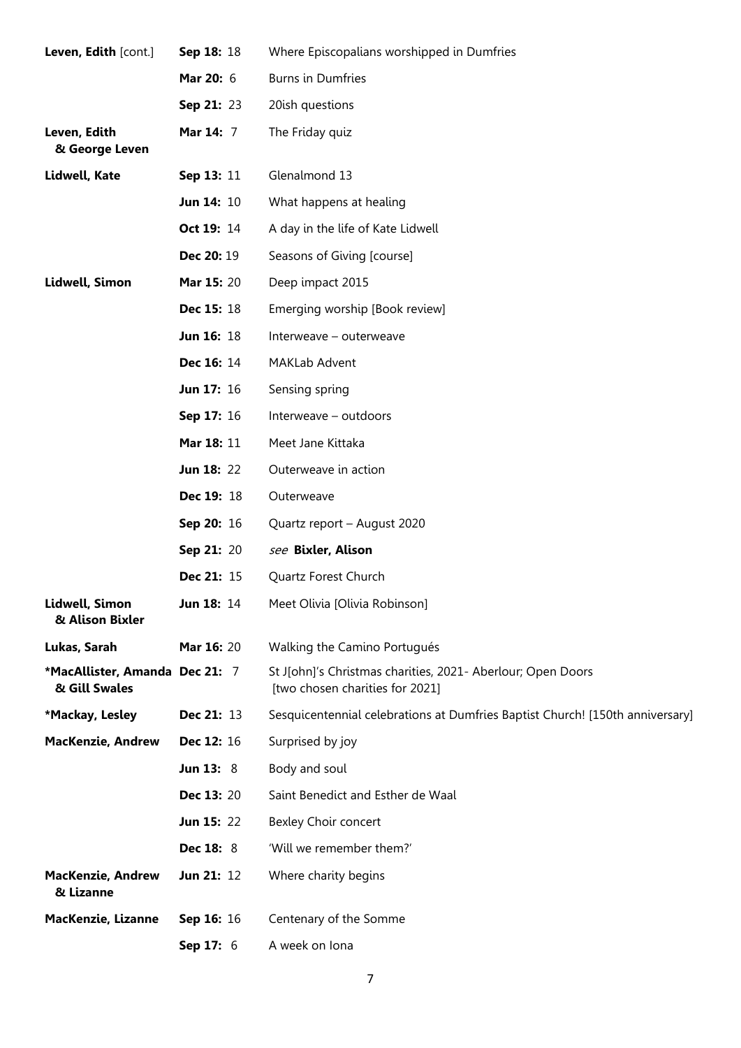| | | |
|---|---|---|
| **Leven, Edith** [cont.] | **Sep 18:** 18 | Where Episcopalians worshipped in Dumfries |
| | **Mar 20:** 6 | Burns in Dumfries |
| | **Sep 21:** 23 | 20ish questions |
| **Leven, Edith & George Leven** | **Mar 14:** 7 | The Friday quiz |
| **Lidwell, Kate** | **Sep 13:** 11 | Glenalmond 13 |
| | **Jun 14:** 10 | What happens at healing |
| | **Oct 19:** 14 | A day in the life of Kate Lidwell |
| | **Dec 20:** 19 | Seasons of Giving [course] |
| **Lidwell, Simon** | **Mar 15:** 20 | Deep impact 2015 |
| | **Dec 15:** 18 | Emerging worship [Book review] |
| | **Jun 16:** 18 | Interweave – outerweave |
| | **Dec 16:** 14 | MAKLab Advent |
| | **Jun 17:** 16 | Sensing spring |
| | **Sep 17:** 16 | Interweave – outdoors |
| | **Mar 18:** 11 | Meet Jane Kittaka |
| | **Jun 18:** 22 | Outerweave in action |
| | **Dec 19:** 18 | Outerweave |
| | **Sep 20:** 16 | Quartz report – August 2020 |
| | **Sep 21:** 20 | *see* **Bixler, Alison** |
| | **Dec 21:** 15 | Quartz Forest Church |
| **Lidwell, Simon & Alison Bixler** | **Jun 18:** 14 | Meet Olivia [Olivia Robinson] |
| **Lukas, Sarah** | **Mar 16:** 20 | Walking the Camino Portugués |
| ***MacAllister, Amanda & Gill Swales** | **Dec 21:** 7 | St J[ohn]'s Christmas charities, 2021- Aberlour; Open Doors [two chosen charities for 2021] |
| ***Mackay, Lesley** | **Dec 21:** 13 | Sesquicentennial celebrations at Dumfries Baptist Church! [150th anniversary] |
| **MacKenzie, Andrew** | **Dec 12:** 16 | Surprised by joy |
| | **Jun 13:** 8 | Body and soul |
| | **Dec 13:** 20 | Saint Benedict and Esther de Waal |
| | **Jun 15:** 22 | Bexley Choir concert |
| | **Dec 18:** 8 | 'Will we remember them?' |
| **MacKenzie, Andrew & Lizanne** | **Jun 21:** 12 | Where charity begins |
| **MacKenzie, Lizanne** | **Sep 16:** 16 | Centenary of the Somme |
| | **Sep 17:** 6 | A week on Iona |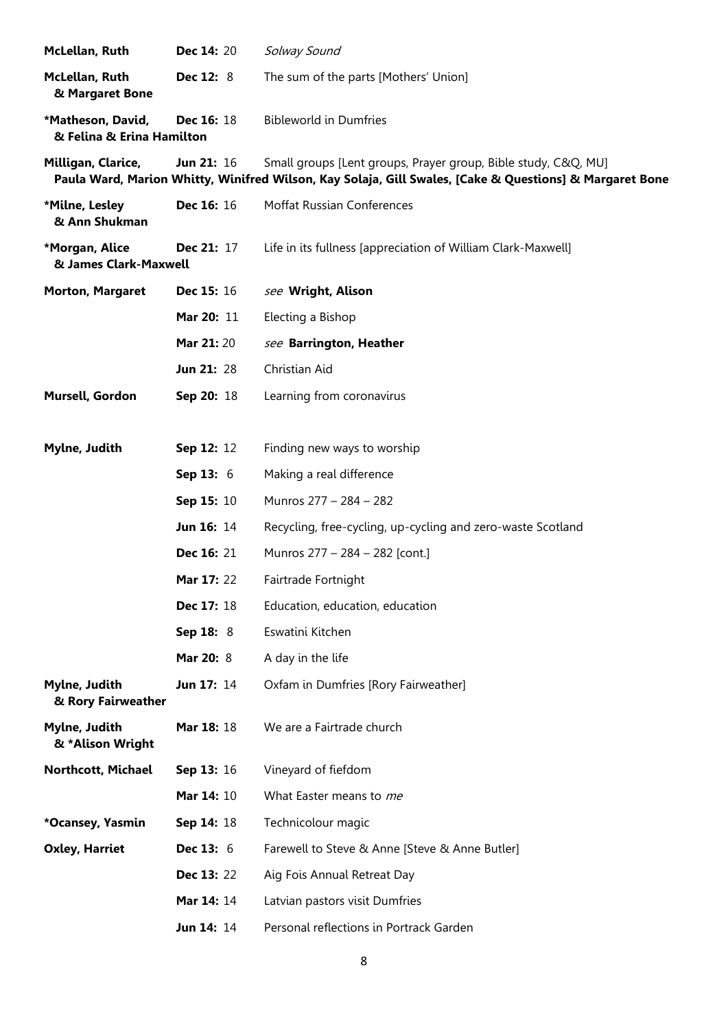| | | |
|---|---|---|
| **McLellan, Ruth** | **Dec 14:** 20 | *Solway Sound* |
| **McLellan, Ruth & Margaret Bone** | **Dec 12:** 8 | The sum of the parts [Mothers' Union] |
| **\*Matheson, David, & Felina & Erina Hamilton** | **Dec 16:** 18 | Bibleworld in Dumfries |
| **Milligan, Clarice, Paula Ward, Marion Whitty, Winifred Wilson, Kay Solaja, Gill Swales, [Cake & Questions] & Margaret Bone** | **Jun 21:** 16 | Small groups [Lent groups, Prayer group, Bible study, C&Q, MU] |
| **\*Milne, Lesley & Ann Shukman** | **Dec 16:** 16 | Moffat Russian Conferences |
| **\*Morgan, Alice & James Clark-Maxwell** | **Dec 21:** 17 | Life in its fullness [appreciation of William Clark-Maxwell] |
| **Morton, Margaret** | **Dec 15:** 16 | *see* **Wright, Alison** |
| | **Mar 20:** 11 | Electing a Bishop |
| | **Mar 21:** 20 | *see* **Barrington, Heather** |
| | **Jun 21:** 28 | Christian Aid |
| **Mursell, Gordon** | **Sep 20:** 18 | Learning from coronavirus |
| **Mylne, Judith** | **Sep 12:** 12 | Finding new ways to worship |
| | **Sep 13:** 6 | Making a real difference |
| | **Sep 15:** 10 | Munros 277 – 284 – 282 |
| | **Jun 16:** 14 | Recycling, free-cycling, up-cycling and zero-waste Scotland |
| | **Dec 16:** 21 | Munros 277 – 284 – 282 [cont.] |
| | **Mar 17:** 22 | Fairtrade Fortnight |
| | **Dec 17:** 18 | Education, education, education |
| | **Sep 18:** 8 | Eswatini Kitchen |
| | **Mar 20:** 8 | A day in the life |
| **Mylne, Judith & Rory Fairweather** | **Jun 17:** 14 | Oxfam in Dumfries [Rory Fairweather] |
| **Mylne, Judith & \*Alison Wright** | **Mar 18:** 18 | We are a Fairtrade church |
| **Northcott, Michael** | **Sep 13:** 16 | Vineyard of fiefdom |
| | **Mar 14:** 10 | What Easter means to *me* |
| **\*Ocansey, Yasmin** | **Sep 14:** 18 | Technicolour magic |
| **Oxley, Harriet** | **Dec 13:** 6 | Farewell to Steve & Anne [Steve & Anne Butler] |
| | **Dec 13:** 22 | Aig Fois Annual Retreat Day |
| | **Mar 14:** 14 | Latvian pastors visit Dumfries |
| | **Jun 14:** 14 | Personal reflections in Portrack Garden |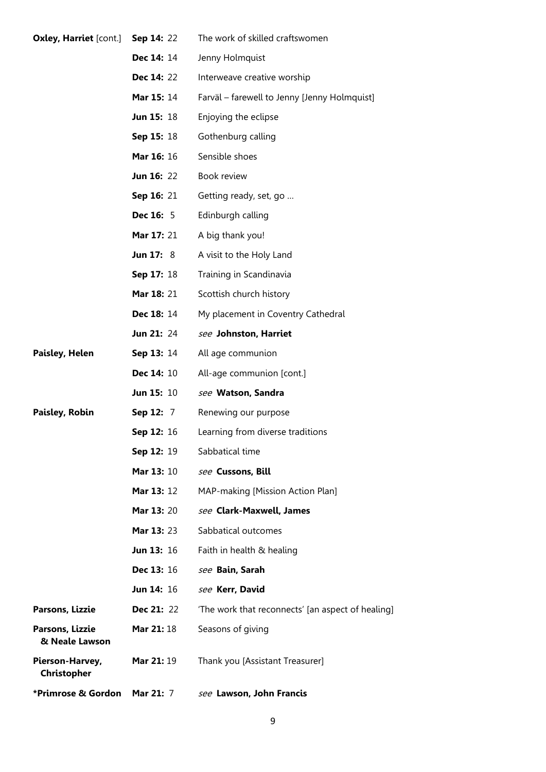| | | |
|---|---|---|
| **Oxley, Harriet** [cont.] | **Sep 14:** 22 | The work of skilled craftswomen |
| | **Dec 14:** 14 | Jenny Holmquist |
| | **Dec 14:** 22 | Interweave creative worship |
| | **Mar 15:** 14 | Farväl – farewell to Jenny [Jenny Holmquist] |
| | **Jun 15:** 18 | Enjoying the eclipse |
| | **Sep 15:** 18 | Gothenburg calling |
| | **Mar 16:** 16 | Sensible shoes |
| | **Jun 16:** 22 | Book review |
| | **Sep 16:** 21 | Getting ready, set, go ... |
| | **Dec 16:** 5 | Edinburgh calling |
| | **Mar 17:** 21 | A big thank you! |
| | **Jun 17:** 8 | A visit to the Holy Land |
| | **Sep 17:** 18 | Training in Scandinavia |
| | **Mar 18:** 21 | Scottish church history |
| | **Dec 18:** 14 | My placement in Coventry Cathedral |
| | **Jun 21:** 24 | *see* **Johnston, Harriet** |
| **Paisley, Helen** | **Sep 13:** 14 | All age communion |
| | **Dec 14:** 10 | All-age communion [cont.] |
| | **Jun 15:** 10 | *see* **Watson, Sandra** |
| **Paisley, Robin** | **Sep 12:** 7 | Renewing our purpose |
| | **Sep 12:** 16 | Learning from diverse traditions |
| | **Sep 12:** 19 | Sabbatical time |
| | **Mar 13:** 10 | *see* **Cussons, Bill** |
| | **Mar 13:** 12 | MAP-making [Mission Action Plan] |
| | **Mar 13:** 20 | *see* **Clark-Maxwell, James** |
| | **Mar 13:** 23 | Sabbatical outcomes |
| | **Jun 13:** 16 | Faith in health & healing |
| | **Dec 13:** 16 | *see* **Bain, Sarah** |
| | **Jun 14:** 16 | *see* **Kerr, David** |
| **Parsons, Lizzie** | **Dec 21:** 22 | 'The work that reconnects' [an aspect of healing] |
| **Parsons, Lizzie & Neale Lawson** | **Mar 21:** 18 | Seasons of giving |
| **Pierson-Harvey, Christopher** | **Mar 21:** 19 | Thank you [Assistant Treasurer] |
| ***Primrose & Gordon** | **Mar 21:** 7 | *see* **Lawson, John Francis** |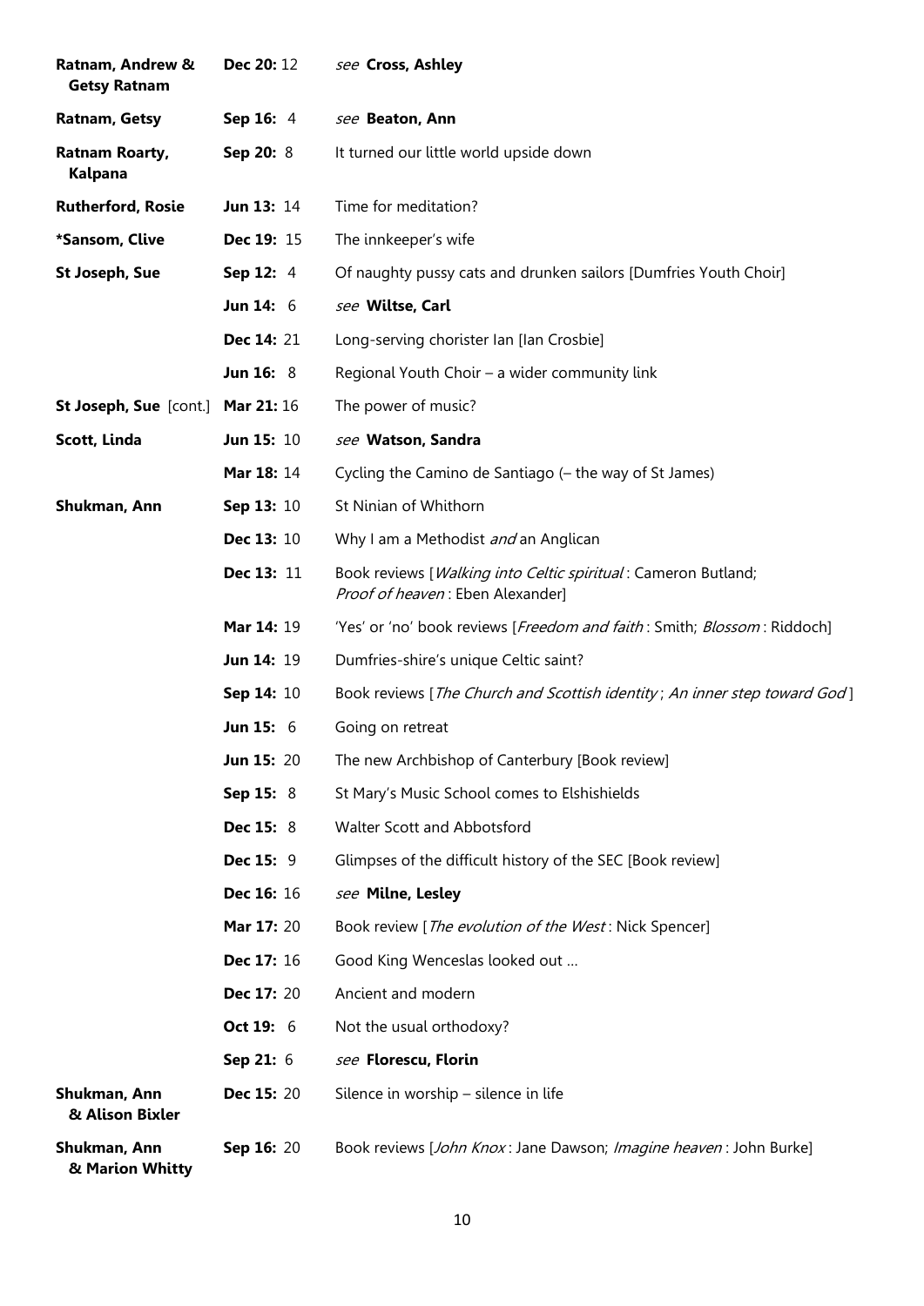| | | |
|---|---|---|
| **Ratnam, Andrew & Getsy Ratnam** | **Dec 20:** 12 | *see* **Cross, Ashley** |
| **Ratnam, Getsy** | **Sep 16:** 4 | *see* **Beaton, Ann** |
| **Ratnam Roarty, Kalpana** | **Sep 20:** 8 | It turned our little world upside down |
| **Rutherford, Rosie** | **Jun 13:** 14 | Time for meditation? |
| ***Sansom, Clive** | **Dec 19:** 15 | The innkeeper's wife |
| **St Joseph, Sue** | **Sep 12:** 4 | Of naughty pussy cats and drunken sailors [Dumfries Youth Choir] |
| | **Jun 14:** 6 | *see* **Wiltse, Carl** |
| | **Dec 14:** 21 | Long-serving chorister Ian [Ian Crosbie] |
| | **Jun 16:** 8 | Regional Youth Choir – a wider community link |
| **St Joseph, Sue** [cont.] | **Mar 21:** 16 | The power of music? |
| **Scott, Linda** | **Jun 15:** 10 | *see* **Watson, Sandra** |
| | **Mar 18:** 14 | Cycling the Camino de Santiago (– the way of St James) |
| **Shukman, Ann** | **Sep 13:** 10 | St Ninian of Whithorn |
| | **Dec 13:** 10 | Why I am a Methodist *and* an Anglican |
| | **Dec 13:** 11 | Book reviews [*Walking into Celtic spiritual* : Cameron Butland; *Proof of heaven* : Eben Alexander] |
| | **Mar 14:** 19 | 'Yes' or 'no' book reviews [*Freedom and faith* : Smith; *Blossom* : Riddoch] |
| | **Jun 14:** 19 | Dumfries-shire's unique Celtic saint? |
| | **Sep 14:** 10 | Book reviews [*The Church and Scottish identity* ; *An inner step toward God* ] |
| | **Jun 15:** 6 | Going on retreat |
| | **Jun 15:** 20 | The new Archbishop of Canterbury [Book review] |
| | **Sep 15:** 8 | St Mary's Music School comes to Elshishields |
| | **Dec 15:** 8 | Walter Scott and Abbotsford |
| | **Dec 15:** 9 | Glimpses of the difficult history of the SEC [Book review] |
| | **Dec 16:** 16 | *see* **Milne, Lesley** |
| | **Mar 17:** 20 | Book review [*The evolution of the West* : Nick Spencer] |
| | **Dec 17:** 16 | Good King Wenceslas looked out … |
| | **Dec 17:** 20 | Ancient and modern |
| | **Oct 19:** 6 | Not the usual orthodoxy? |
| | **Sep 21:** 6 | *see* **Florescu, Florin** |
| **Shukman, Ann & Alison Bixler** | **Dec 15:** 20 | Silence in worship – silence in life |
| **Shukman, Ann & Marion Whitty** | **Sep 16:** 20 | Book reviews [*John Knox* : Jane Dawson; *Imagine heaven* : John Burke] |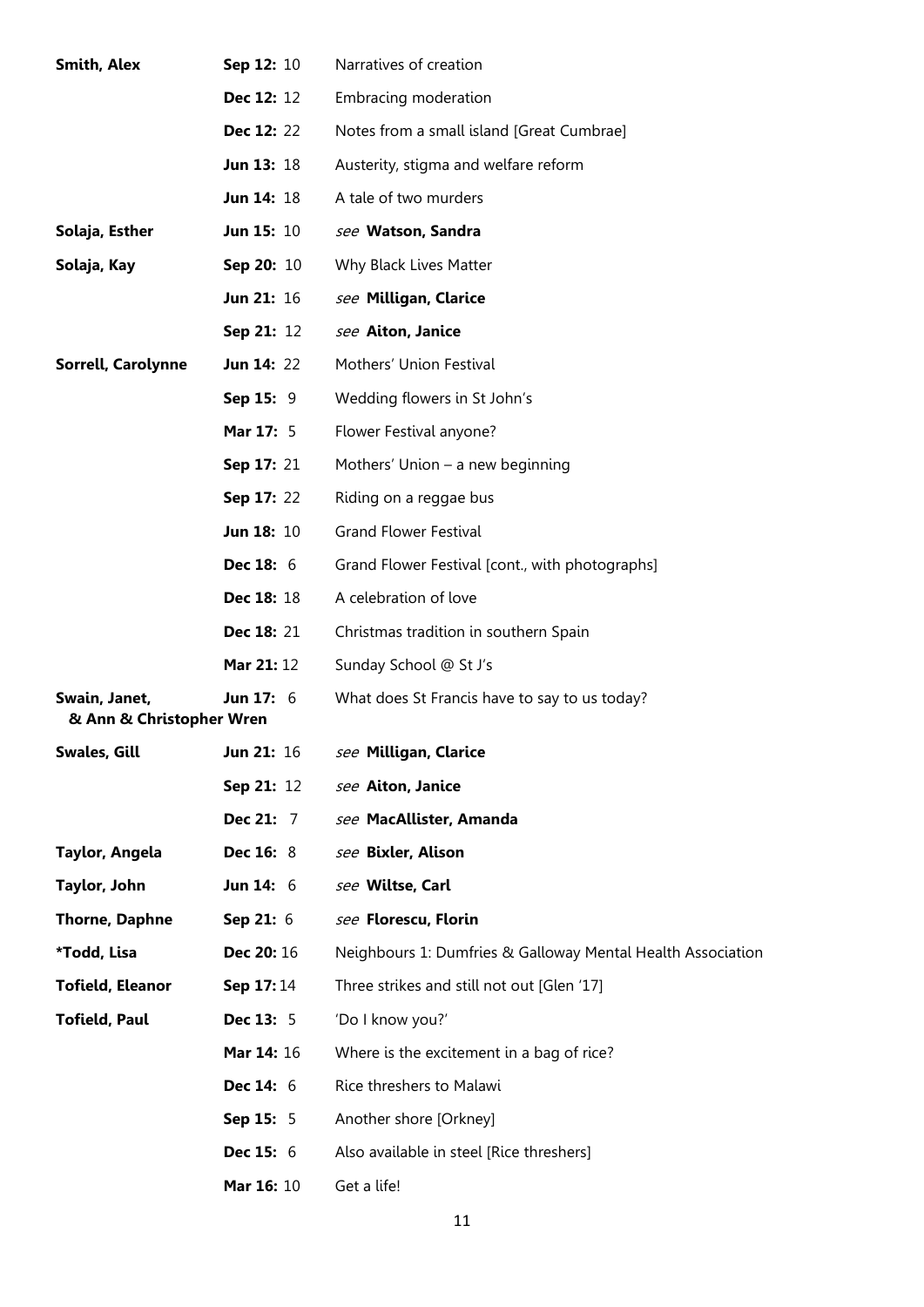| | | |
|---|---|---|
| **Smith, Alex** | **Sep 12:** 10 | Narratives of creation |
| | **Dec 12:** 12 | Embracing moderation |
| | **Dec 12:** 22 | Notes from a small island [Great Cumbrae] |
| | **Jun 13:** 18 | Austerity, stigma and welfare reform |
| | **Jun 14:** 18 | A tale of two murders |
| **Solaja, Esther** | **Jun 15:** 10 | *see* **Watson, Sandra** |
| **Solaja, Kay** | **Sep 20:** 10 | Why Black Lives Matter |
| | **Jun 21:** 16 | *see* **Milligan, Clarice** |
| | **Sep 21:** 12 | *see* **Aiton, Janice** |
| **Sorrell, Carolynne** | **Jun 14:** 22 | Mothers' Union Festival |
| | **Sep 15:** 9 | Wedding flowers in St John's |
| | **Mar 17:** 5 | Flower Festival anyone? |
| | **Sep 17:** 21 | Mothers' Union – a new beginning |
| | **Sep 17:** 22 | Riding on a reggae bus |
| | **Jun 18:** 10 | Grand Flower Festival |
| | **Dec 18:** 6 | Grand Flower Festival [cont., with photographs] |
| | **Dec 18:** 18 | A celebration of love |
| | **Dec 18:** 21 | Christmas tradition in southern Spain |
| | **Mar 21:** 12 | Sunday School @ St J's |
| **Swain, Janet, & Ann & Christopher Wren** | **Jun 17:** 6 | What does St Francis have to say to us today? |
| **Swales, Gill** | **Jun 21:** 16 | *see* **Milligan, Clarice** |
| | **Sep 21:** 12 | *see* **Aiton, Janice** |
| | **Dec 21:** 7 | *see* **MacAllister, Amanda** |
| **Taylor, Angela** | **Dec 16:** 8 | *see* **Bixler, Alison** |
| **Taylor, John** | **Jun 14:** 6 | *see* **Wiltse, Carl** |
| **Thorne, Daphne** | **Sep 21:** 6 | *see* **Florescu, Florin** |
| ***Todd, Lisa** | **Dec 20:** 16 | Neighbours 1: Dumfries & Galloway Mental Health Association |
| **Tofield, Eleanor** | **Sep 17:** 14 | Three strikes and still not out [Glen '17] |
| **Tofield, Paul** | **Dec 13:** 5 | 'Do I know you?' |
| | **Mar 14:** 16 | Where is the excitement in a bag of rice? |
| | **Dec 14:** 6 | Rice threshers to Malawi |
| | **Sep 15:** 5 | Another shore [Orkney] |
| | **Dec 15:** 6 | Also available in steel [Rice threshers] |
| | **Mar 16:** 10 | Get a life! |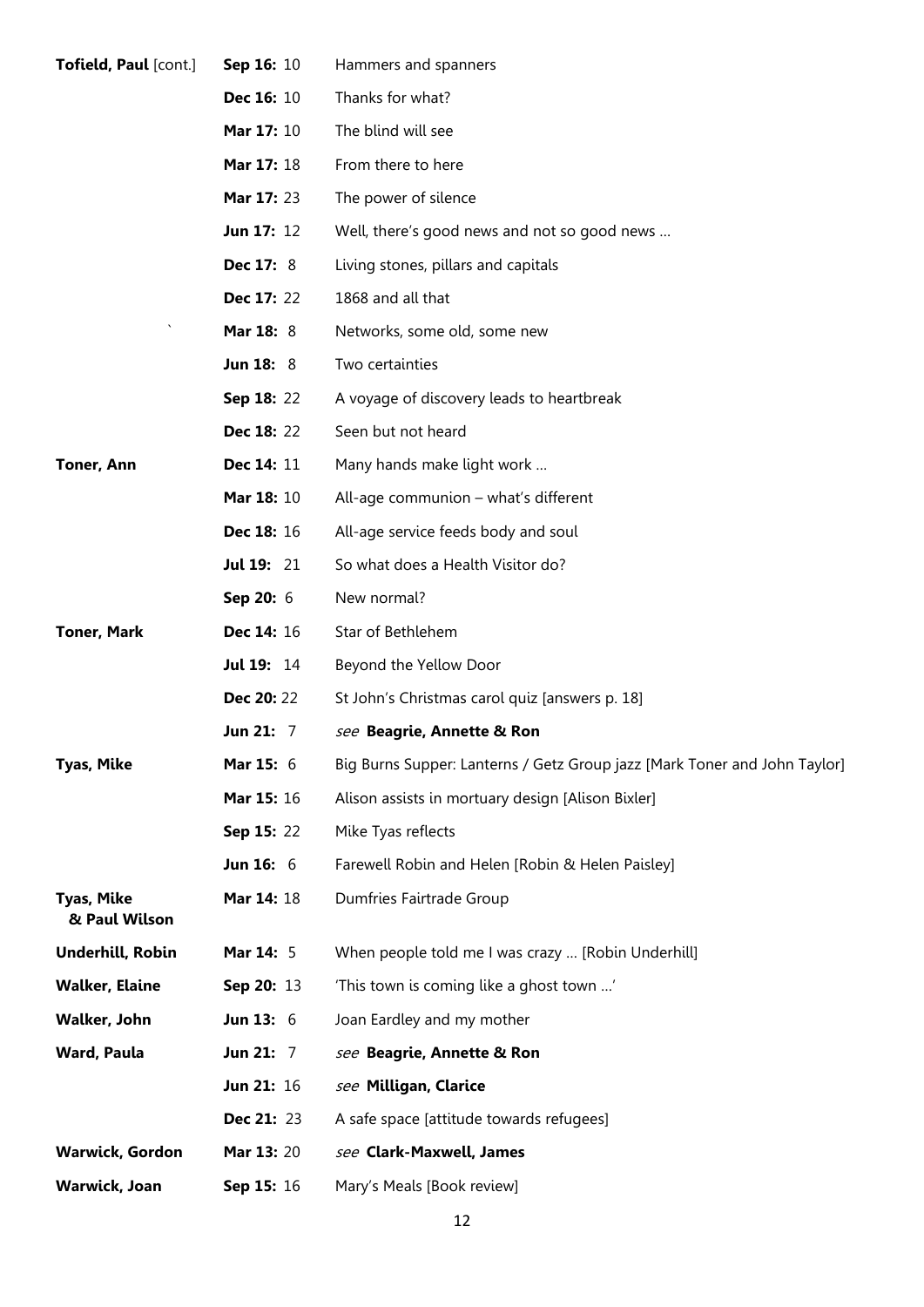| | | |
|---|---|---|
| **Tofield, Paul** [cont.] | **Sep 16:** 10 | Hammers and spanners |
| | **Dec 16:** 10 | Thanks for what? |
| | **Mar 17:** 10 | The blind will see |
| | **Mar 17:** 18 | From there to here |
| | **Mar 17:** 23 | The power of silence |
| | **Jun 17:** 12 | Well, there's good news and not so good news … |
| | **Dec 17:** 8 | Living stones, pillars and capitals |
| | **Dec 17:** 22 | 1868 and all that |
| | **Mar 18:** 8 | Networks, some old, some new |
| | **Jun 18:** 8 | Two certainties |
| | **Sep 18:** 22 | A voyage of discovery leads to heartbreak |
| | **Dec 18:** 22 | Seen but not heard |
| **Toner, Ann** | **Dec 14:** 11 | Many hands make light work … |
| | **Mar 18:** 10 | All-age communion – what's different |
| | **Dec 18:** 16 | All-age service feeds body and soul |
| | **Jul 19:** 21 | So what does a Health Visitor do? |
| | **Sep 20:** 6 | New normal? |
| **Toner, Mark** | **Dec 14:** 16 | Star of Bethlehem |
| | **Jul 19:** 14 | Beyond the Yellow Door |
| | **Dec 20:** 22 | St John's Christmas carol quiz [answers p. 18] |
| | **Jun 21:** 7 | *see* **Beagrie, Annette & Ron** |
| **Tyas, Mike** | **Mar 15:** 6 | Big Burns Supper: Lanterns / Getz Group jazz [Mark Toner and John Taylor] |
| | **Mar 15:** 16 | Alison assists in mortuary design [Alison Bixler] |
| | **Sep 15:** 22 | Mike Tyas reflects |
| | **Jun 16:** 6 | Farewell Robin and Helen [Robin & Helen Paisley] |
| **Tyas, Mike & Paul Wilson** | **Mar 14:** 18 | Dumfries Fairtrade Group |
| **Underhill, Robin** | **Mar 14:** 5 | When people told me I was crazy … [Robin Underhill] |
| **Walker, Elaine** | **Sep 20:** 13 | 'This town is coming like a ghost town …' |
| **Walker, John** | **Jun 13:** 6 | Joan Eardley and my mother |
| **Ward, Paula** | **Jun 21:** 7 | *see* **Beagrie, Annette & Ron** |
| | **Jun 21:** 16 | *see* **Milligan, Clarice** |
| | **Dec 21:** 23 | A safe space [attitude towards refugees] |
| **Warwick, Gordon** | **Mar 13:** 20 | *see* **Clark-Maxwell, James** |
| **Warwick, Joan** | **Sep 15:** 16 | Mary's Meals [Book review] |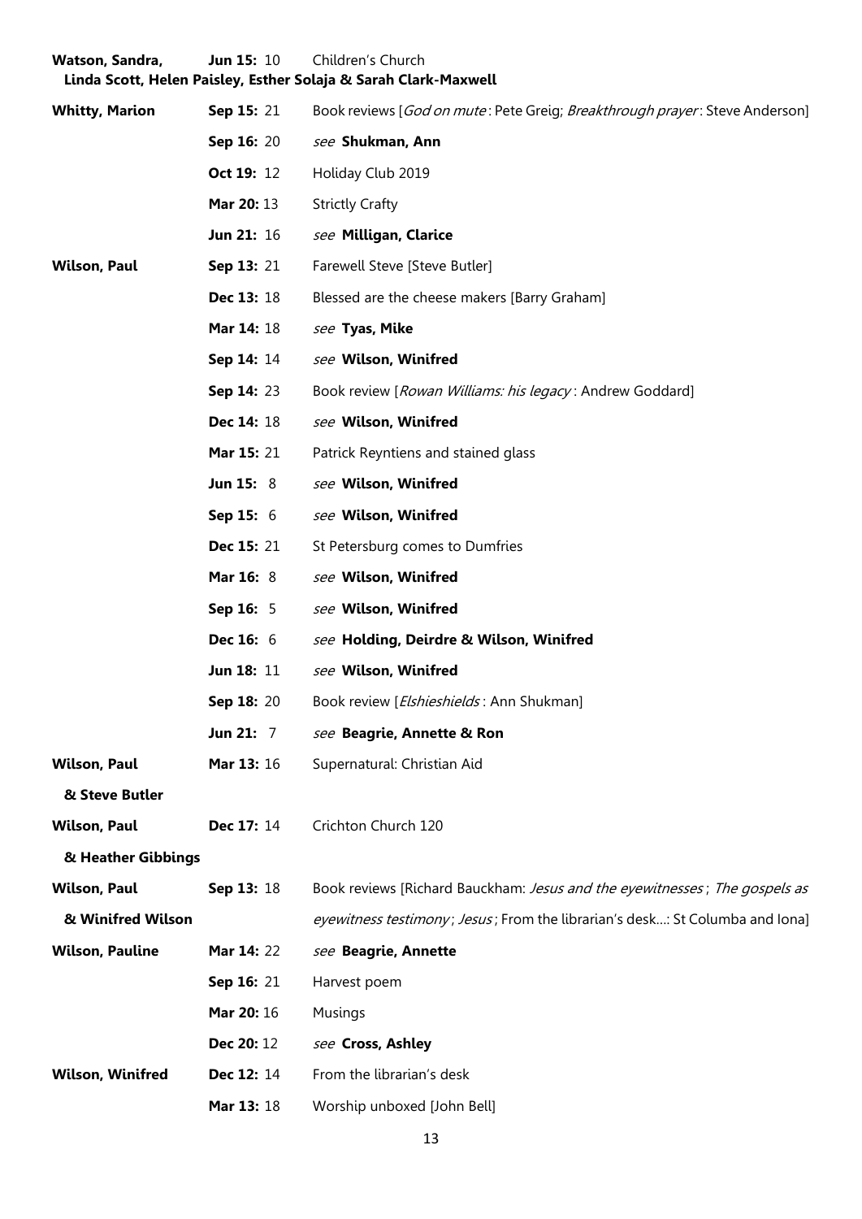| | | |
|---|---|---|
| **Watson, Sandra, Linda Scott, Helen Paisley, Esther Solaja & Sarah Clark-Maxwell** | **Jun 15:** 10 | Children's Church |
| **Whitty, Marion** | **Sep 15:** 21 | Book reviews [*God on mute*: Pete Greig; *Breakthrough prayer*: Steve Anderson] |
| | **Sep 16:** 20 | *see* **Shukman, Ann** |
| | **Oct 19:** 12 | Holiday Club 2019 |
| | **Mar 20:** 13 | Strictly Crafty |
| | **Jun 21:** 16 | *see* **Milligan, Clarice** |
| **Wilson, Paul** | **Sep 13:** 21 | Farewell Steve [Steve Butler] |
| | **Dec 13:** 18 | Blessed are the cheese makers [Barry Graham] |
| | **Mar 14:** 18 | *see* **Tyas, Mike** |
| | **Sep 14:** 14 | *see* **Wilson, Winifred** |
| | **Sep 14:** 23 | Book review [*Rowan Williams: his legacy*: Andrew Goddard] |
| | **Dec 14:** 18 | *see* **Wilson, Winifred** |
| | **Mar 15:** 21 | Patrick Reyntiens and stained glass |
| | **Jun 15:** 8 | *see* **Wilson, Winifred** |
| | **Sep 15:** 6 | *see* **Wilson, Winifred** |
| | **Dec 15:** 21 | St Petersburg comes to Dumfries |
| | **Mar 16:** 8 | *see* **Wilson, Winifred** |
| | **Sep 16:** 5 | *see* **Wilson, Winifred** |
| | **Dec 16:** 6 | *see* **Holding, Deirdre & Wilson, Winifred** |
| | **Jun 18:** 11 | *see* **Wilson, Winifred** |
| | **Sep 18:** 20 | Book review [*Elshieshields*: Ann Shukman] |
| | **Jun 21:** 7 | *see* **Beagrie, Annette & Ron** |
| **Wilson, Paul & Steve Butler** | **Mar 13:** 16 | Supernatural: Christian Aid |
| **Wilson, Paul & Heather Gibbings** | **Dec 17:** 14 | Crichton Church 120 |
| **Wilson, Paul & Winifred Wilson** | **Sep 13:** 18 | Book reviews [Richard Bauckham: *Jesus and the eyewitnesses*; *The gospels as eyewitness testimony*; *Jesus*; From the librarian's desk...: St Columba and Iona] |
| **Wilson, Pauline** | **Mar 14:** 22 | *see* **Beagrie, Annette** |
| | **Sep 16:** 21 | Harvest poem |
| | **Mar 20:** 16 | Musings |
| | **Dec 20:** 12 | *see* **Cross, Ashley** |
| **Wilson, Winifred** | **Dec 12:** 14 | From the librarian's desk |
| | **Mar 13:** 18 | Worship unboxed [John Bell] |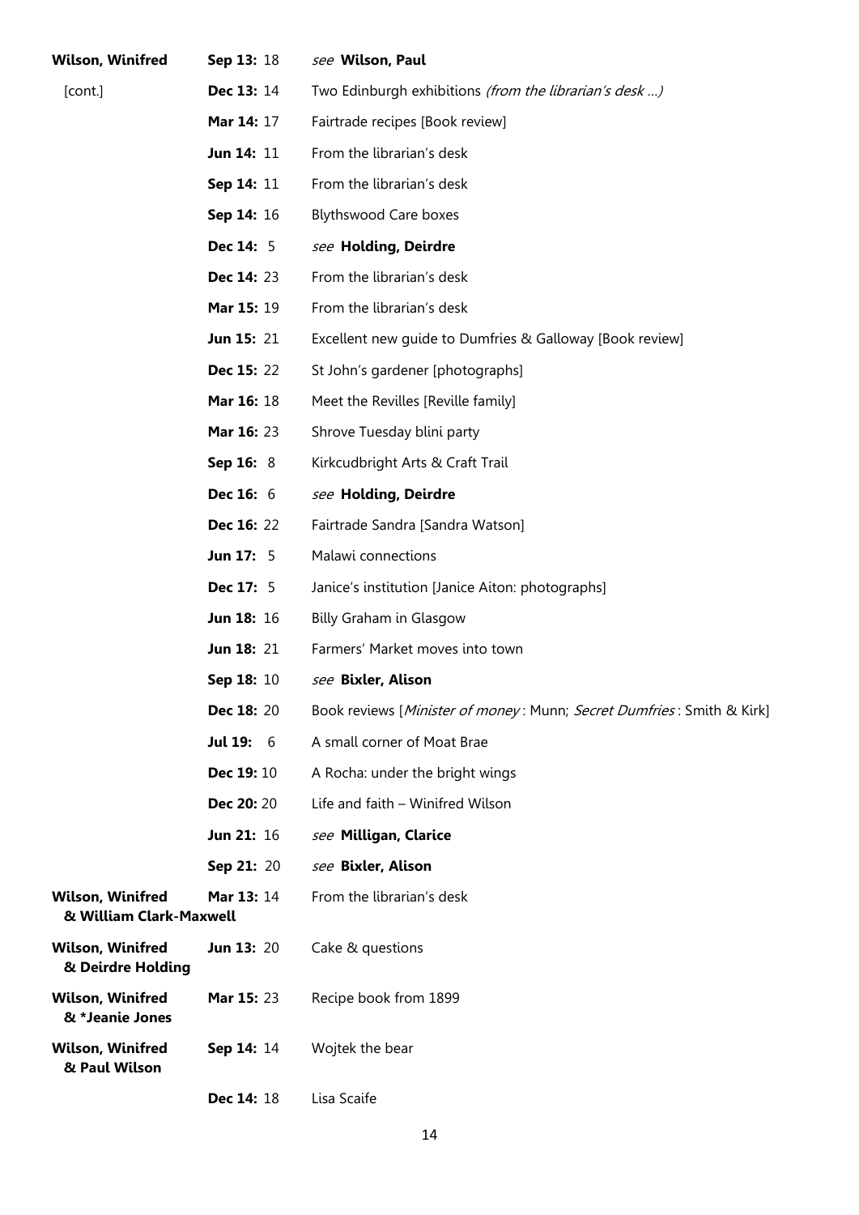| | | |
|---|---|---|
| **Wilson, Winifred** | **Sep 13:** 18 | *see* **Wilson, Paul** |
| [cont.] | **Dec 13:** 14 | Two Edinburgh exhibitions *(from the librarian's desk ...)* |
| | **Mar 14:** 17 | Fairtrade recipes [Book review] |
| | **Jun 14:** 11 | From the librarian's desk |
| | **Sep 14:** 11 | From the librarian's desk |
| | **Sep 14:** 16 | Blythswood Care boxes |
| | **Dec 14:** 5 | *see* **Holding, Deirdre** |
| | **Dec 14:** 23 | From the librarian's desk |
| | **Mar 15:** 19 | From the librarian's desk |
| | **Jun 15:** 21 | Excellent new guide to Dumfries & Galloway [Book review] |
| | **Dec 15:** 22 | St John's gardener [photographs] |
| | **Mar 16:** 18 | Meet the Revilles [Reville family] |
| | **Mar 16:** 23 | Shrove Tuesday blini party |
| | **Sep 16:** 8 | Kirkcudbright Arts & Craft Trail |
| | **Dec 16:** 6 | *see* **Holding, Deirdre** |
| | **Dec 16:** 22 | Fairtrade Sandra [Sandra Watson] |
| | **Jun 17:** 5 | Malawi connections |
| | **Dec 17:** 5 | Janice's institution [Janice Aiton: photographs] |
| | **Jun 18:** 16 | Billy Graham in Glasgow |
| | **Jun 18:** 21 | Farmers' Market moves into town |
| | **Sep 18:** 10 | *see* **Bixler, Alison** |
| | **Dec 18:** 20 | Book reviews [*Minister of money* : Munn; *Secret Dumfries* : Smith & Kirk] |
| | **Jul 19:** 6 | A small corner of Moat Brae |
| | **Dec 19:** 10 | A Rocha: under the bright wings |
| | **Dec 20:** 20 | Life and faith – Winifred Wilson |
| | **Jun 21:** 16 | *see* **Milligan, Clarice** |
| | **Sep 21:** 20 | *see* **Bixler, Alison** |
| **Wilson, Winifred & William Clark-Maxwell** | **Mar 13:** 14 | From the librarian's desk |
| **Wilson, Winifred & Deirdre Holding** | **Jun 13:** 20 | Cake & questions |
| **Wilson, Winifred & *Jeanie Jones** | **Mar 15:** 23 | Recipe book from 1899 |
| **Wilson, Winifred & Paul Wilson** | **Sep 14:** 14 | Wojtek the bear |
| | **Dec 14:** 18 | Lisa Scaife |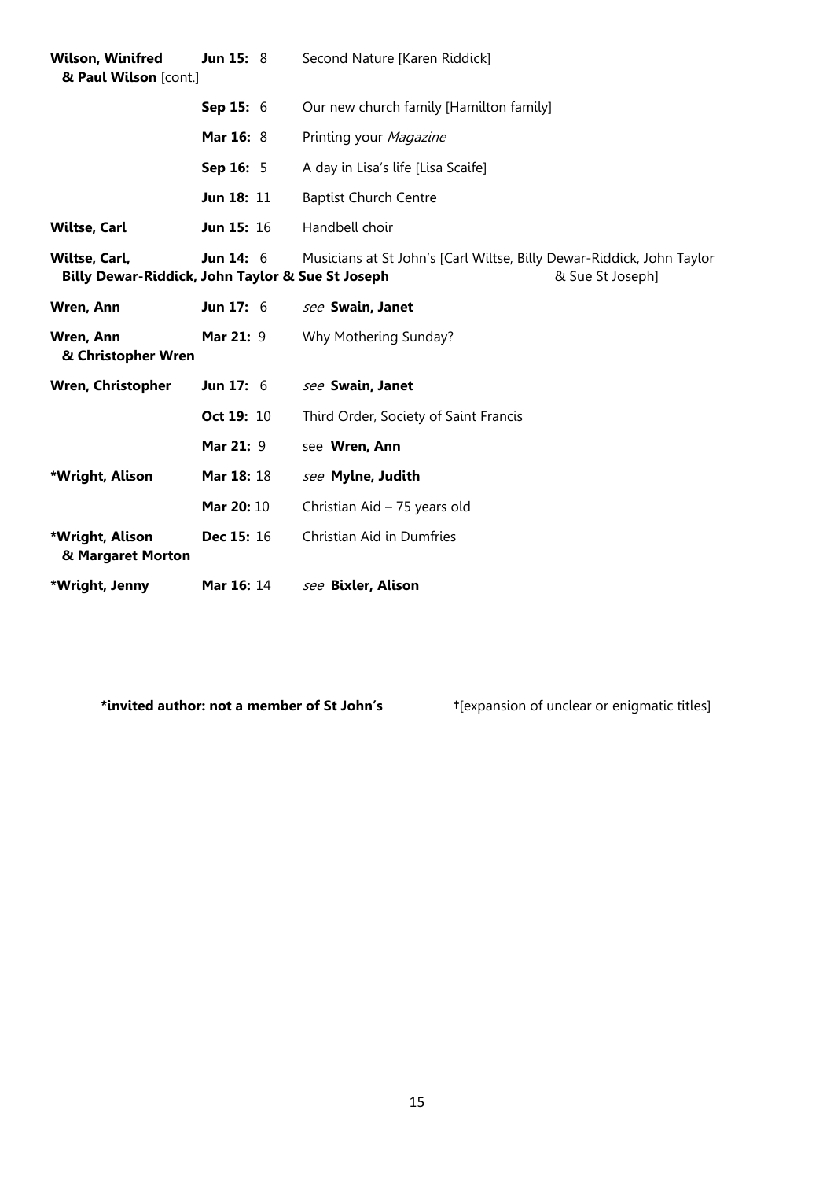| | | |
|---|---|---|
| **Wilson, Winifred & Paul Wilson** [cont.] | **Jun 15:** 8 | Second Nature [Karen Riddick] |
| | **Sep 15:** 6 | Our new church family [Hamilton family] |
| | **Mar 16:** 8 | Printing your *Magazine* |
| | **Sep 16:** 5 | A day in Lisa's life [Lisa Scaife] |
| | **Jun 18:** 11 | Baptist Church Centre |
| **Wiltse, Carl** | **Jun 15:** 16 | Handbell choir |
| **Wiltse, Carl, Billy Dewar-Riddick, John Taylor & Sue St Joseph** | **Jun 14:** 6 | Musicians at St John's [Carl Wiltse, Billy Dewar-Riddick, John Taylor & Sue St Joseph] |
| **Wren, Ann** | **Jun 17:** 6 | *see* **Swain, Janet** |
| **Wren, Ann & Christopher Wren** | **Mar 21:** 9 | Why Mothering Sunday? |
| **Wren, Christopher** | **Jun 17:** 6 | *see* **Swain, Janet** |
| | **Oct 19:** 10 | Third Order, Society of Saint Francis |
| | **Mar 21:** 9 | see **Wren, Ann** |
| ***Wright, Alison** | **Mar 18:** 18 | *see* **Mylne, Judith** |
| | **Mar 20:** 10 | Christian Aid – 75 years old |
| ***Wright, Alison & Margaret Morton** | **Dec 15:** 16 | Christian Aid in Dumfries |
| ***Wright, Jenny** | **Mar 16:** 14 | *see* **Bixler, Alison** |

**\*invited author: not a member of St John's** †[expansion of unclear or enigmatic titles]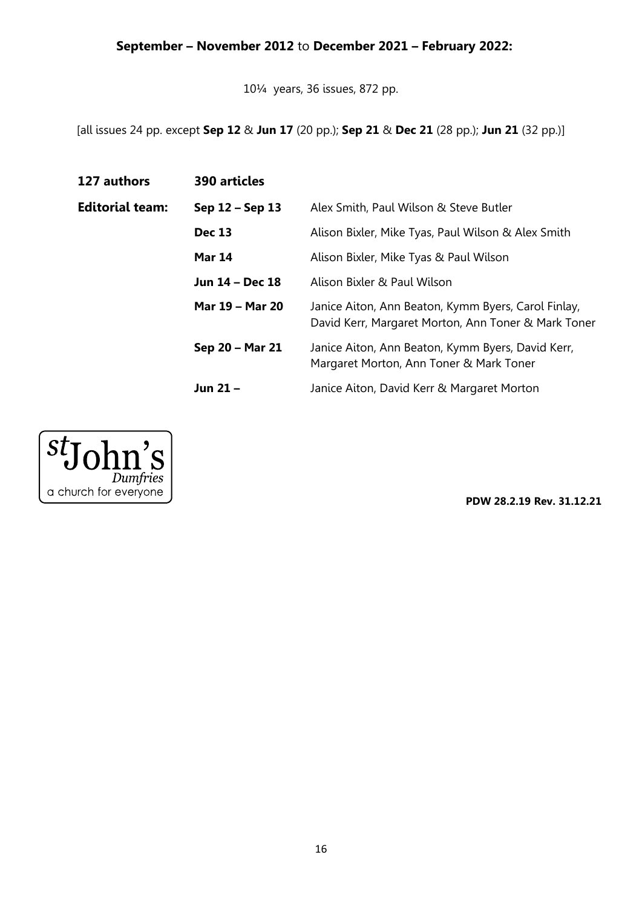**September – November 2012** to **December 2021 – February 2022:**

10¼ years, 36 issues, 872 pp.

[all issues 24 pp. except **Sep 12** & **Jun 17** (20 pp.); **Sep 21** & **Dec 21** (28 pp.); **Jun 21** (32 pp.)]

| | | |
|---|---|---|
| **127 authors** | **390 articles** | |
| **Editorial team:** | **Sep 12 – Sep 13** | Alex Smith, Paul Wilson & Steve Butler |
| | **Dec 13** | Alison Bixler, Mike Tyas, Paul Wilson & Alex Smith |
| | **Mar 14** | Alison Bixler, Mike Tyas & Paul Wilson |
| | **Jun 14 – Dec 18** | Alison Bixler & Paul Wilson |
| | **Mar 19 – Mar 20** | Janice Aiton, Ann Beaton, Kymm Byers, Carol Finlay, David Kerr, Margaret Morton, Ann Toner & Mark Toner |
| | **Sep 20 – Mar 21** | Janice Aiton, Ann Beaton, Kymm Byers, David Kerr, Margaret Morton, Ann Toner & Mark Toner |
| | **Jun 21 –** | Janice Aiton, David Kerr & Margaret Morton |

st John's
*Dumfries*
a church for everyone

**PDW 28.2.19 Rev. 31.12.21**